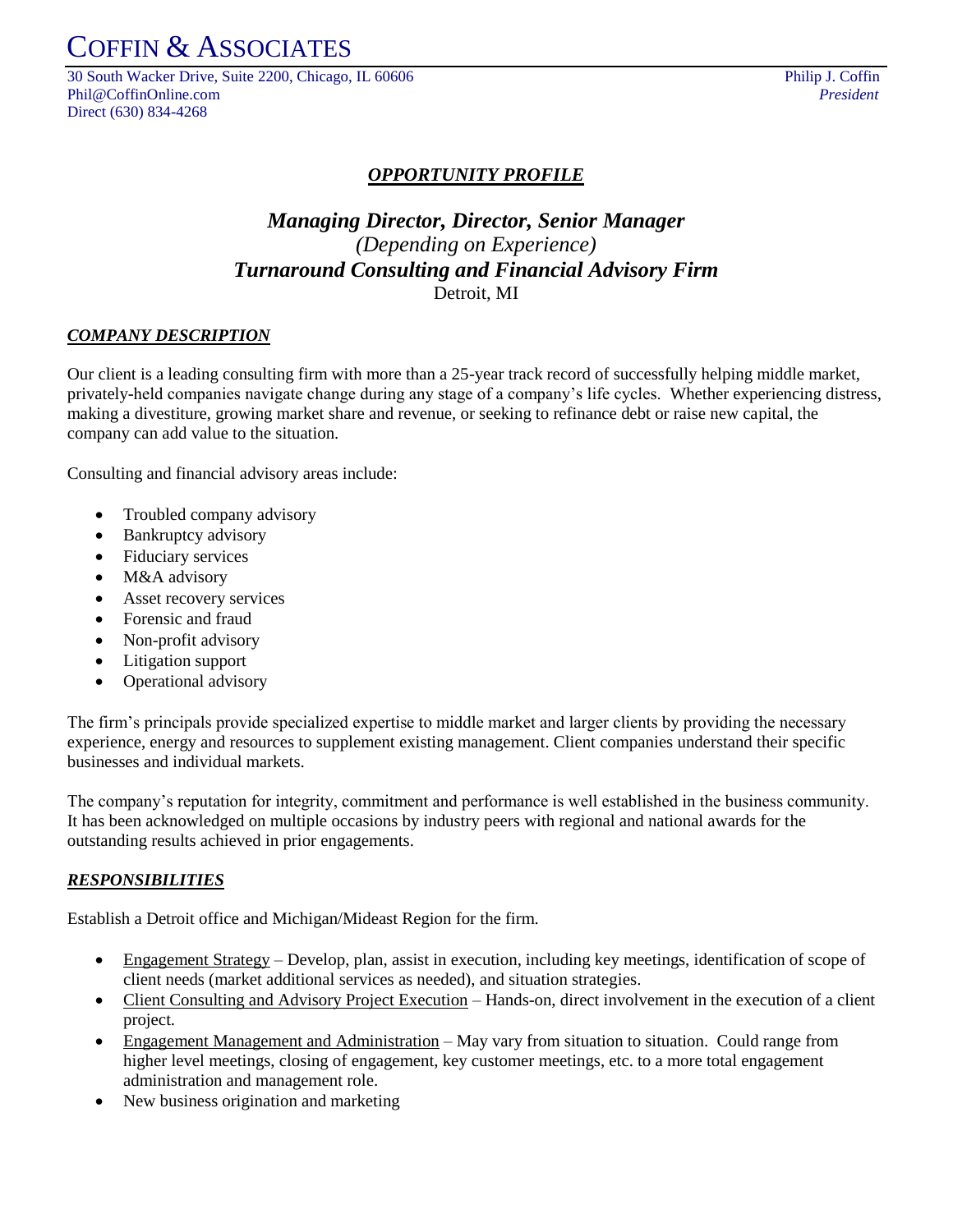# COFFIN & ASSOCIATES

30 South Wacker Drive, Suite 2200, Chicago, IL 60606
Phil@CoffinOnline.com
Direct (630) 834-4268

Philip J. Coffin
*President*

## *OPPORTUNITY PROFILE*

## *Managing Director, Director, Senior Manager*
*(Depending on Experience)*
## *Turnaround Consulting and Financial Advisory Firm*
Detroit, MI

### *COMPANY DESCRIPTION*

Our client is a leading consulting firm with more than a 25-year track record of successfully helping middle market, privately-held companies navigate change during any stage of a company's life cycles. Whether experiencing distress, making a divestiture, growing market share and revenue, or seeking to refinance debt or raise new capital, the company can add value to the situation.

Consulting and financial advisory areas include:

- Troubled company advisory
- Bankruptcy advisory
- Fiduciary services
- M&A advisory
- Asset recovery services
- Forensic and fraud
- Non-profit advisory
- Litigation support
- Operational advisory

The firm's principals provide specialized expertise to middle market and larger clients by providing the necessary experience, energy and resources to supplement existing management. Client companies understand their specific businesses and individual markets.

The company's reputation for integrity, commitment and performance is well established in the business community. It has been acknowledged on multiple occasions by industry peers with regional and national awards for the outstanding results achieved in prior engagements.

### *RESPONSIBILITIES*

Establish a Detroit office and Michigan/Mideast Region for the firm.

- Engagement Strategy – Develop, plan, assist in execution, including key meetings, identification of scope of client needs (market additional services as needed), and situation strategies.
- Client Consulting and Advisory Project Execution – Hands-on, direct involvement in the execution of a client project.
- Engagement Management and Administration – May vary from situation to situation. Could range from higher level meetings, closing of engagement, key customer meetings, etc. to a more total engagement administration and management role.
- New business origination and marketing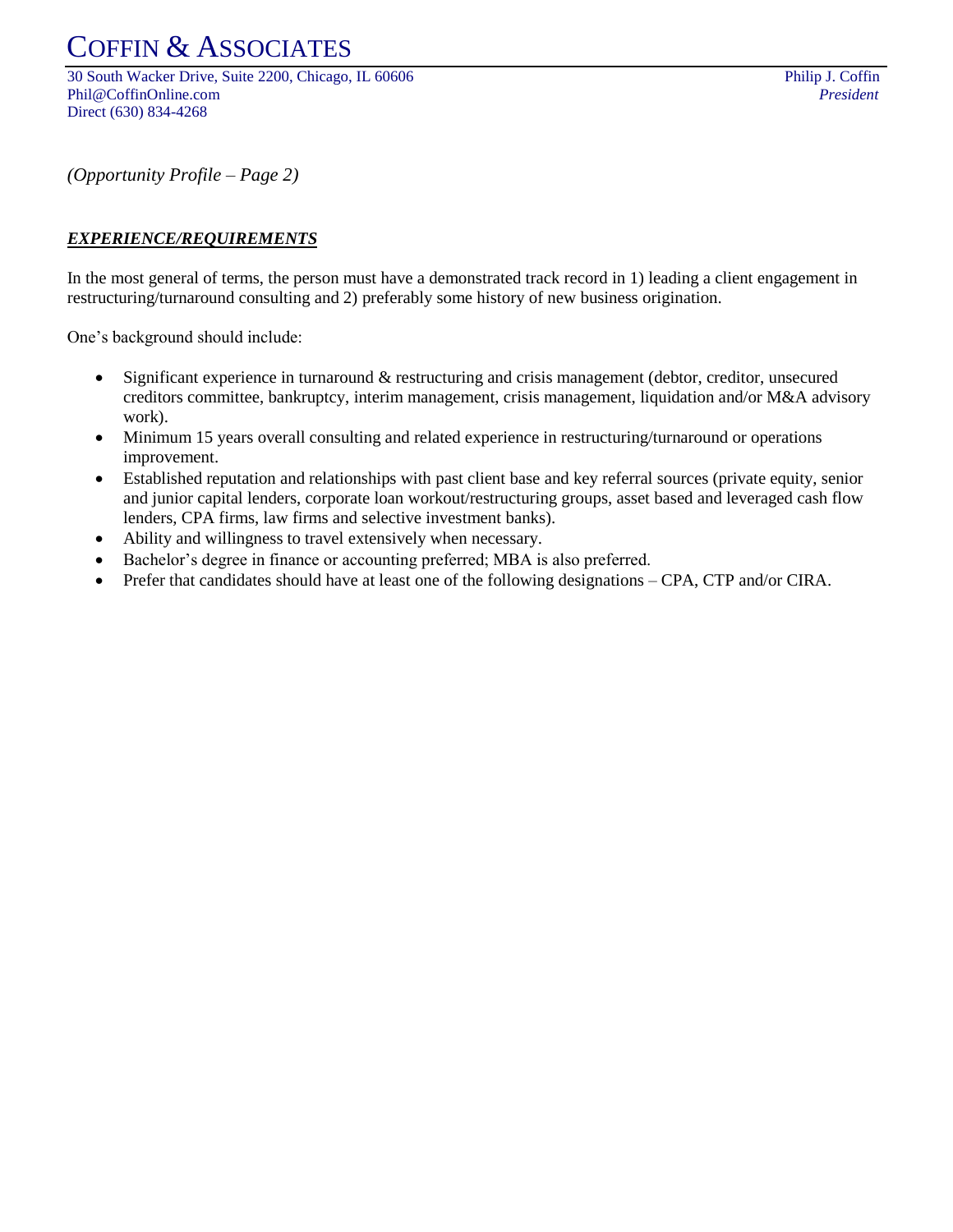# COFFIN & ASSOCIATES

30 South Wacker Drive, Suite 2200, Chicago, IL 60606
Phil@CoffinOnline.com
Direct (630) 834-4268

Philip J. Coffin
*President*

*(Opportunity Profile – Page 2)*

***EXPERIENCE/REQUIREMENTS***

In the most general of terms, the person must have a demonstrated track record in 1) leading a client engagement in restructuring/turnaround consulting and 2) preferably some history of new business origination.

One's background should include:

- Significant experience in turnaround & restructuring and crisis management (debtor, creditor, unsecured creditors committee, bankruptcy, interim management, crisis management, liquidation and/or M&A advisory work).
- Minimum 15 years overall consulting and related experience in restructuring/turnaround or operations improvement.
- Established reputation and relationships with past client base and key referral sources (private equity, senior and junior capital lenders, corporate loan workout/restructuring groups, asset based and leveraged cash flow lenders, CPA firms, law firms and selective investment banks).
- Ability and willingness to travel extensively when necessary.
- Bachelor's degree in finance or accounting preferred; MBA is also preferred.
- Prefer that candidates should have at least one of the following designations – CPA, CTP and/or CIRA.